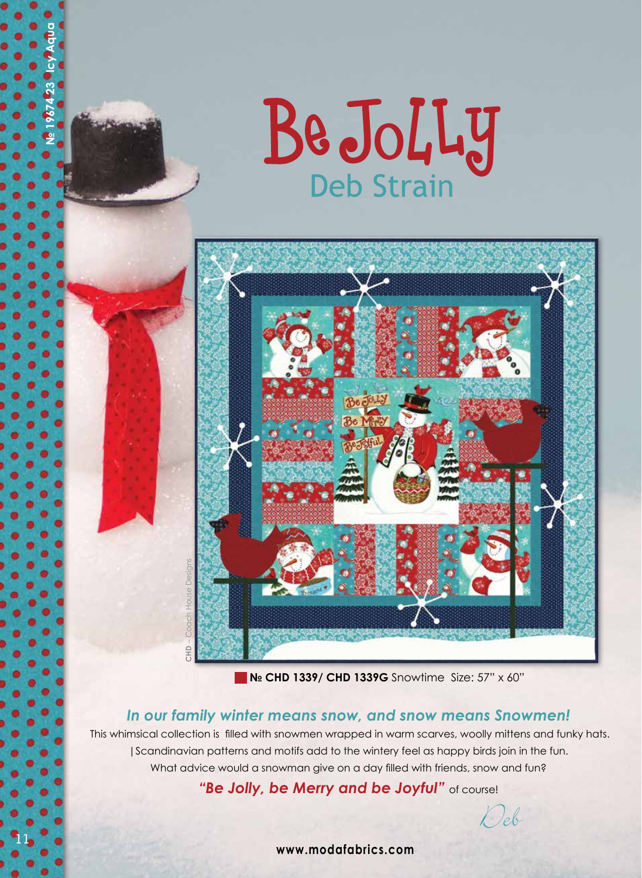# Be Jolly

## Deb Strain

№ 19674 23 Icy Aqua

CHD – Coach House Designs

**№ CHD 1339/ CHD 1339G** Snowtime Size: 57" x 60"

***In our family winter means snow, and snow means Snowmen!***

This whimsical collection is filled with snowmen wrapped in warm scarves, woolly mittens and funky hats. Scandinavian patterns and motifs add to the wintery feel as happy birds join in the fun. What advice would a snowman give on a day filled with friends, snow and fun?

***"Be Jolly, be Merry and be Joyful"*** of course!

Deb

**www.modafabrics.com**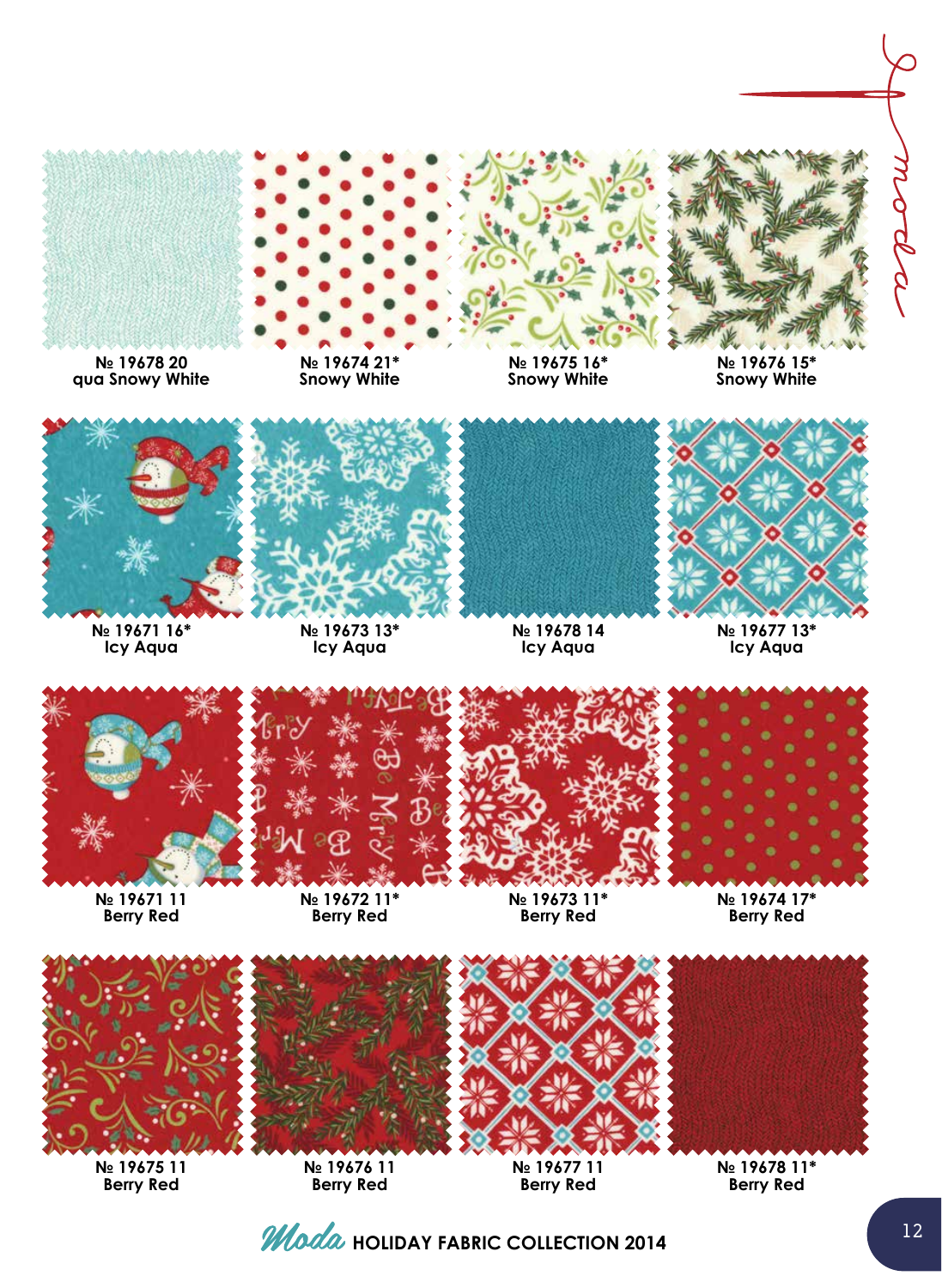№ 19678 20
qua Snowy White

№ 19674 21*
Snowy White

№ 19675 16*
Snowy White

№ 19676 15*
Snowy White

№ 19671 16*
Icy Aqua

№ 19673 13*
Icy Aqua

№ 19678 14
Icy Aqua

№ 19677 13*
Icy Aqua

№ 19671 11
Berry Red

№ 19672 11*
Berry Red

№ 19673 11*
Berry Red

№ 19674 17*
Berry Red

№ 19675 11
Berry Red

№ 19676 11
Berry Red

№ 19677 11
Berry Red

№ 19678 11*
Berry Red

Moda HOLIDAY FABRIC COLLECTION 2014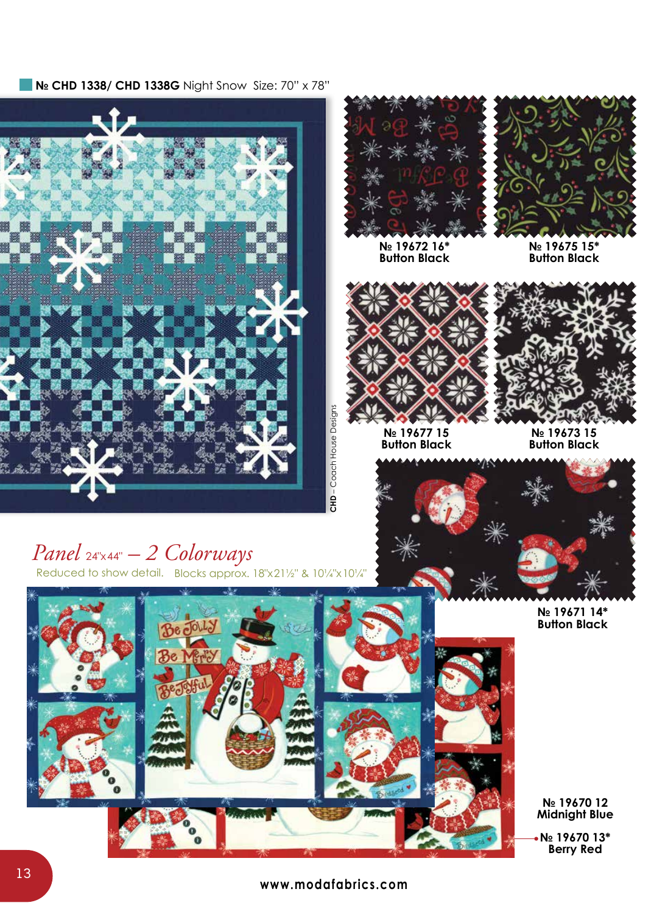**№ CHD 1338/ CHD 1338G** Night Snow Size: 70" x 78"

CHD – Coach House Designs

**№ 19672 16***
**Button Black**

**№ 19675 15***
**Button Black**

**№ 19677 15**
**Button Black**

**№ 19673 15**
**Button Black**

**№ 19671 14***
**Button Black**

## *Panel* 24"x44" *– 2 Colorways*

Reduced to show detail. Blocks approx. 18"x21½" & 10¼"x10¼"

**№ 19670 12**
**Midnight Blue**

**№ 19670 13***
**Berry Red**

www.modafabrics.com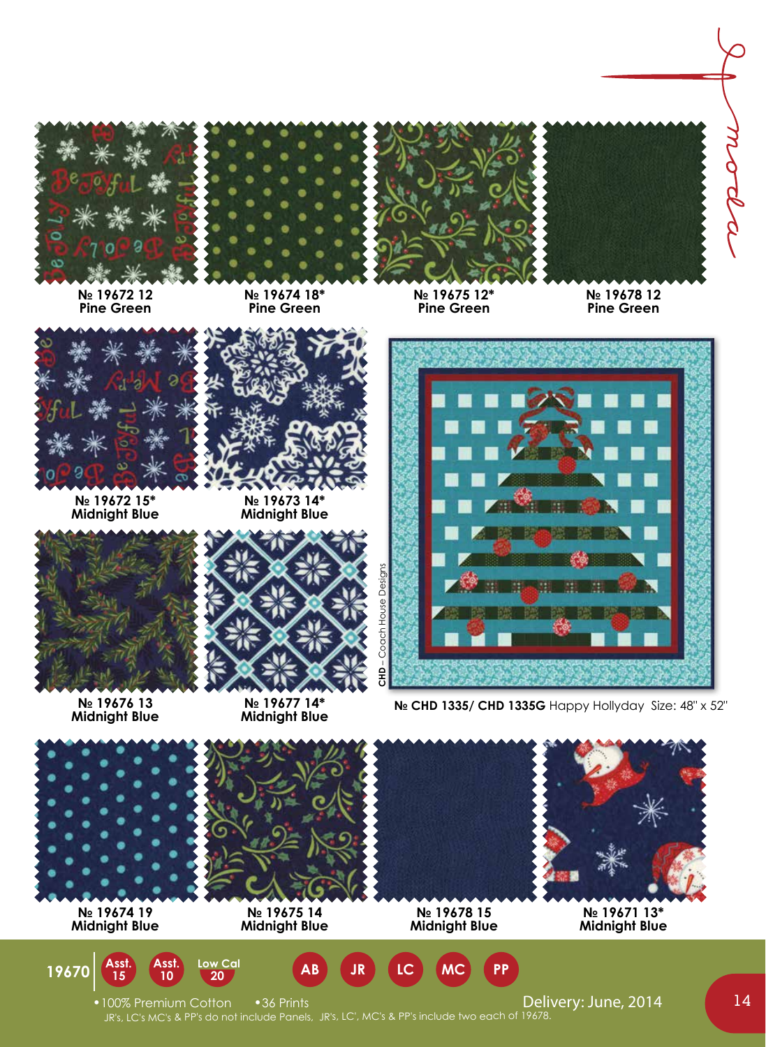№ 19672 12
Pine Green

№ 19674 18*
Pine Green

№ 19675 12*
Pine Green

№ 19678 12
Pine Green

№ 19672 15*
Midnight Blue

№ 19673 14*
Midnight Blue

CHD – Coach House Designs

№ 19676 13
Midnight Blue

№ 19677 14*
Midnight Blue

**№ CHD 1335/ CHD 1335G** Happy Hollyday Size: 48" x 52"

№ 19674 19
Midnight Blue

№ 19675 14
Midnight Blue

№ 19678 15
Midnight Blue

№ 19671 13*
Midnight Blue

**19670** Asst. 15 Asst. 10 Low Cal 20 AB JR LC MC PP

• 100% Premium Cotton • 36 Prints

Delivery: June, 2014

JR's, LC's MC's & PP's do not include Panels, JR's, LC', MC's & PP's include two each of 19678.